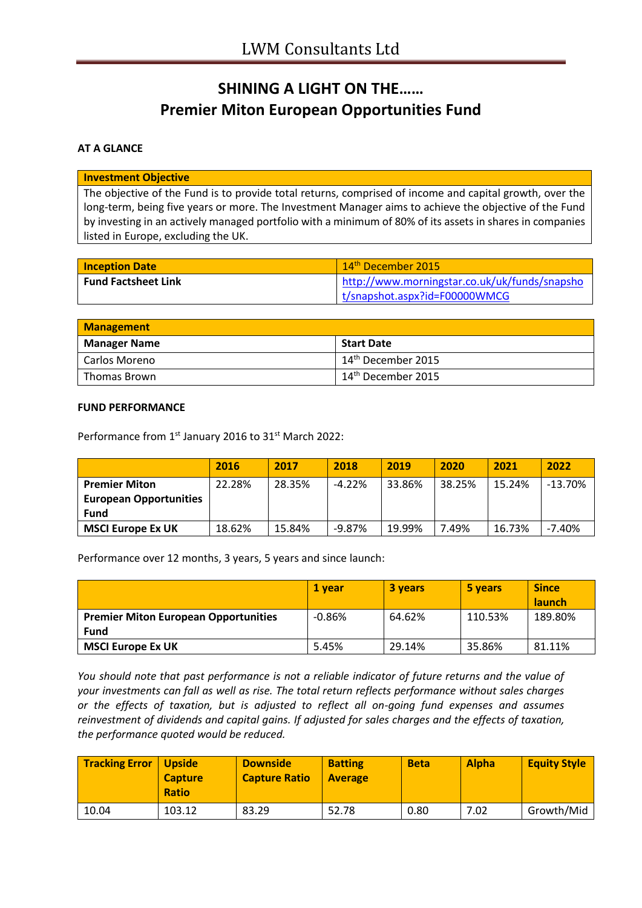# LWM Consultants Ltd

## SHINING A LIGHT ON THE……
## Premier Miton European Opportunities Fund

**AT A GLANCE**

| Investment Objective |
|---|
| The objective of the Fund is to provide total returns, comprised of income and capital growth, over the long-term, being five years or more. The Investment Manager aims to achieve the objective of the Fund by investing in an actively managed portfolio with a minimum of 80% of its assets in shares in companies listed in Europe, excluding the UK. |

| Inception Date | 14th December 2015 |
|---|---|
| **Fund Factsheet Link** | http://www.morningstar.co.uk/uk/funds/snapshot/snapshot.aspx?id=F00000WMCG |

| Management | |
|---|---|
| **Manager Name** | **Start Date** |
| Carlos Moreno | 14th December 2015 |
| Thomas Brown | 14th December 2015 |

**FUND PERFORMANCE**

Performance from 1st January 2016 to 31st March 2022:

| | 2016 | 2017 | 2018 | 2019 | 2020 | 2021 | 2022 |
|---|---|---|---|---|---|---|---|
| **Premier Miton European Opportunities Fund** | 22.28% | 28.35% | -4.22% | 33.86% | 38.25% | 15.24% | -13.70% |
| **MSCI Europe Ex UK** | 18.62% | 15.84% | -9.87% | 19.99% | 7.49% | 16.73% | -7.40% |

Performance over 12 months, 3 years, 5 years and since launch:

| | 1 year | 3 years | 5 years | Since launch |
|---|---|---|---|---|
| **Premier Miton European Opportunities Fund** | -0.86% | 64.62% | 110.53% | 189.80% |
| **MSCI Europe Ex UK** | 5.45% | 29.14% | 35.86% | 81.11% |

*You should note that past performance is not a reliable indicator of future returns and the value of your investments can fall as well as rise. The total return reflects performance without sales charges or the effects of taxation, but is adjusted to reflect all on-going fund expenses and assumes reinvestment of dividends and capital gains. If adjusted for sales charges and the effects of taxation, the performance quoted would be reduced.*

| Tracking Error | Upside Capture Ratio | Downside Capture Ratio | Batting Average | Beta | Alpha | Equity Style |
|---|---|---|---|---|---|---|
| 10.04 | 103.12 | 83.29 | 52.78 | 0.80 | 7.02 | Growth/Mid |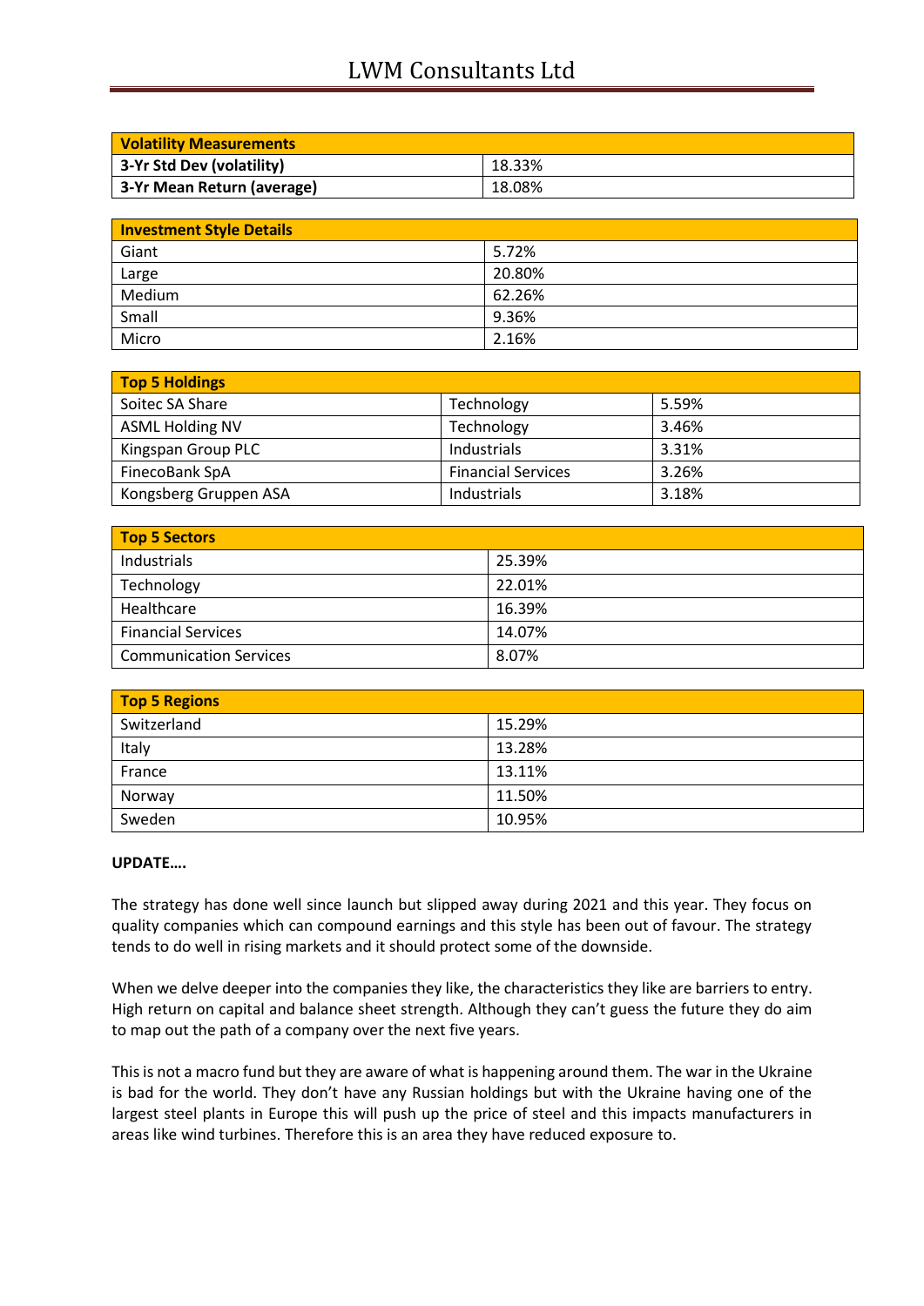| Volatility Measurements | |
|---|---|
| **3-Yr Std Dev (volatility)** | 18.33% |
| **3-Yr Mean Return (average)** | 18.08% |

| Investment Style Details | |
|---|---|
| Giant | 5.72% |
| Large | 20.80% |
| Medium | 62.26% |
| Small | 9.36% |
| Micro | 2.16% |

| Top 5 Holdings | | |
|---|---|---|
| Soitec SA Share | Technology | 5.59% |
| ASML Holding NV | Technology | 3.46% |
| Kingspan Group PLC | Industrials | 3.31% |
| FinecoBank SpA | Financial Services | 3.26% |
| Kongsberg Gruppen ASA | Industrials | 3.18% |

| Top 5 Sectors | |
|---|---|
| Industrials | 25.39% |
| Technology | 22.01% |
| Healthcare | 16.39% |
| Financial Services | 14.07% |
| Communication Services | 8.07% |

| Top 5 Regions | |
|---|---|
| Switzerland | 15.29% |
| Italy | 13.28% |
| France | 13.11% |
| Norway | 11.50% |
| Sweden | 10.95% |

**UPDATE….**

The strategy has done well since launch but slipped away during 2021 and this year. They focus on quality companies which can compound earnings and this style has been out of favour. The strategy tends to do well in rising markets and it should protect some of the downside.

When we delve deeper into the companies they like, the characteristics they like are barriers to entry. High return on capital and balance sheet strength. Although they can't guess the future they do aim to map out the path of a company over the next five years.

This is not a macro fund but they are aware of what is happening around them. The war in the Ukraine is bad for the world. They don't have any Russian holdings but with the Ukraine having one of the largest steel plants in Europe this will push up the price of steel and this impacts manufacturers in areas like wind turbines. Therefore this is an area they have reduced exposure to.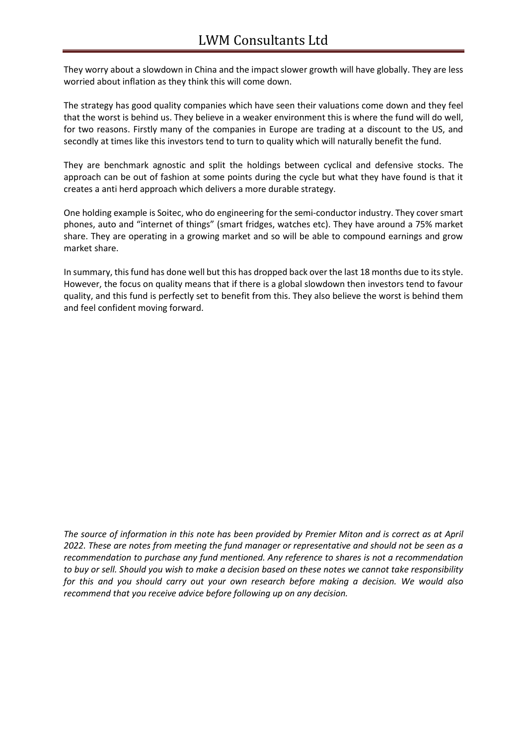They worry about a slowdown in China and the impact slower growth will have globally. They are less worried about inflation as they think this will come down.

The strategy has good quality companies which have seen their valuations come down and they feel that the worst is behind us. They believe in a weaker environment this is where the fund will do well, for two reasons. Firstly many of the companies in Europe are trading at a discount to the US, and secondly at times like this investors tend to turn to quality which will naturally benefit the fund.

They are benchmark agnostic and split the holdings between cyclical and defensive stocks. The approach can be out of fashion at some points during the cycle but what they have found is that it creates a anti herd approach which delivers a more durable strategy.

One holding example is Soitec, who do engineering for the semi-conductor industry. They cover smart phones, auto and "internet of things" (smart fridges, watches etc). They have around a 75% market share. They are operating in a growing market and so will be able to compound earnings and grow market share.

In summary, this fund has done well but this has dropped back over the last 18 months due to its style. However, the focus on quality means that if there is a global slowdown then investors tend to favour quality, and this fund is perfectly set to benefit from this. They also believe the worst is behind them and feel confident moving forward.

*The source of information in this note has been provided by Premier Miton and is correct as at April 2022. These are notes from meeting the fund manager or representative and should not be seen as a recommendation to purchase any fund mentioned. Any reference to shares is not a recommendation to buy or sell. Should you wish to make a decision based on these notes we cannot take responsibility for this and you should carry out your own research before making a decision. We would also recommend that you receive advice before following up on any decision.*